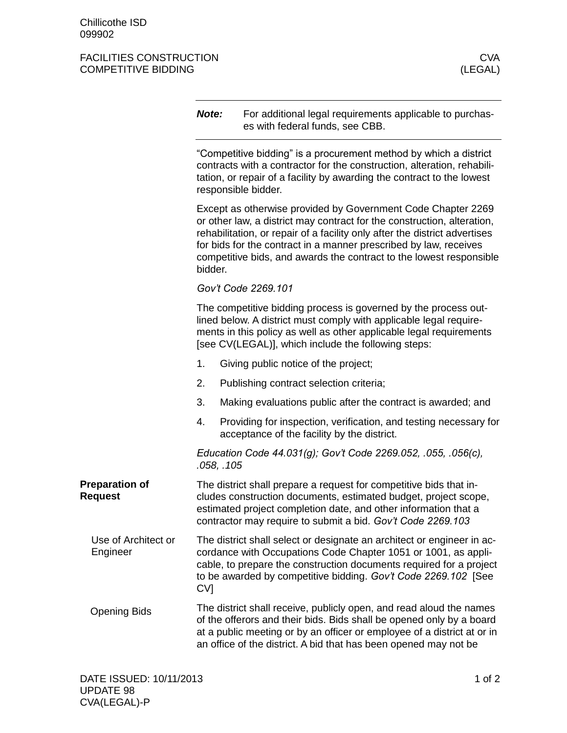Chillicothe ISD
099902

# FACILITIES CONSTRUCTION — COMPETITIVE BIDDING — CVA (LEGAL)

> ***Note:*** For additional legal requirements applicable to purchases with federal funds, see CBB.

"Competitive bidding" is a procurement method by which a district contracts with a contractor for the construction, alteration, rehabilitation, or repair of a facility by awarding the contract to the lowest responsible bidder.

Except as otherwise provided by Government Code Chapter 2269 or other law, a district may contract for the construction, alteration, rehabilitation, or repair of a facility only after the district advertises for bids for the contract in a manner prescribed by law, receives competitive bids, and awards the contract to the lowest responsible bidder.

*Gov't Code 2269.101*

The competitive bidding process is governed by the process outlined below. A district must comply with applicable legal requirements in this policy as well as other applicable legal requirements [see CV(LEGAL)], which include the following steps:

1. Giving public notice of the project;
2. Publishing contract selection criteria;
3. Making evaluations public after the contract is awarded; and
4. Providing for inspection, verification, and testing necessary for acceptance of the facility by the district.

*Education Code 44.031(g); Gov't Code 2269.052, .055, .056(c), .058, .105*

## Preparation of Request

The district shall prepare a request for competitive bids that includes construction documents, estimated budget, project scope, estimated project completion date, and other information that a contractor may require to submit a bid. *Gov't Code 2269.103*

### Use of Architect or Engineer

The district shall select or designate an architect or engineer in accordance with Occupations Code Chapter 1051 or 1001, as applicable, to prepare the construction documents required for a project to be awarded by competitive bidding. *Gov't Code 2269.102* [See CV]

### Opening Bids

The district shall receive, publicly open, and read aloud the names of the offerors and their bids. Bids shall be opened only by a board at a public meeting or by an officer or employee of a district at or in an office of the district. A bid that has been opened may not be

DATE ISSUED: 10/11/2013
UPDATE 98
CVA(LEGAL)-P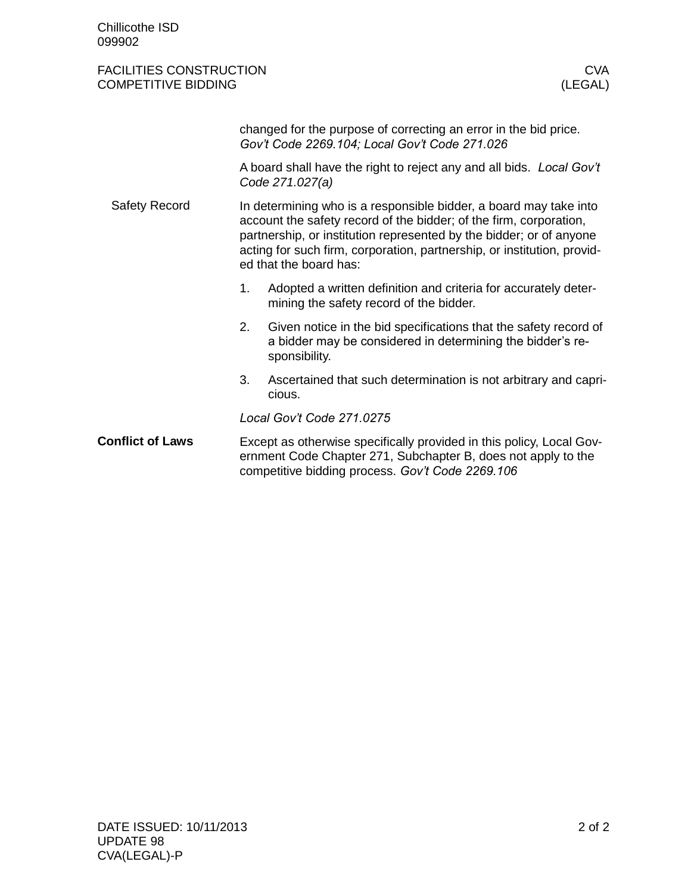changed for the purpose of correcting an error in the bid price. *Gov't Code 2269.104; Local Gov't Code 271.026*

A board shall have the right to reject any and all bids. *Local Gov't Code 271.027(a)*

Safety Record

In determining who is a responsible bidder, a board may take into account the safety record of the bidder; of the firm, corporation, partnership, or institution represented by the bidder; or of anyone acting for such firm, corporation, partnership, or institution, provided that the board has:

1. Adopted a written definition and criteria for accurately determining the safety record of the bidder.
2. Given notice in the bid specifications that the safety record of a bidder may be considered in determining the bidder's responsibility.
3. Ascertained that such determination is not arbitrary and capricious.

*Local Gov't Code 271.0275*

## Conflict of Laws

Except as otherwise specifically provided in this policy, Local Government Code Chapter 271, Subchapter B, does not apply to the competitive bidding process. *Gov't Code 2269.106*